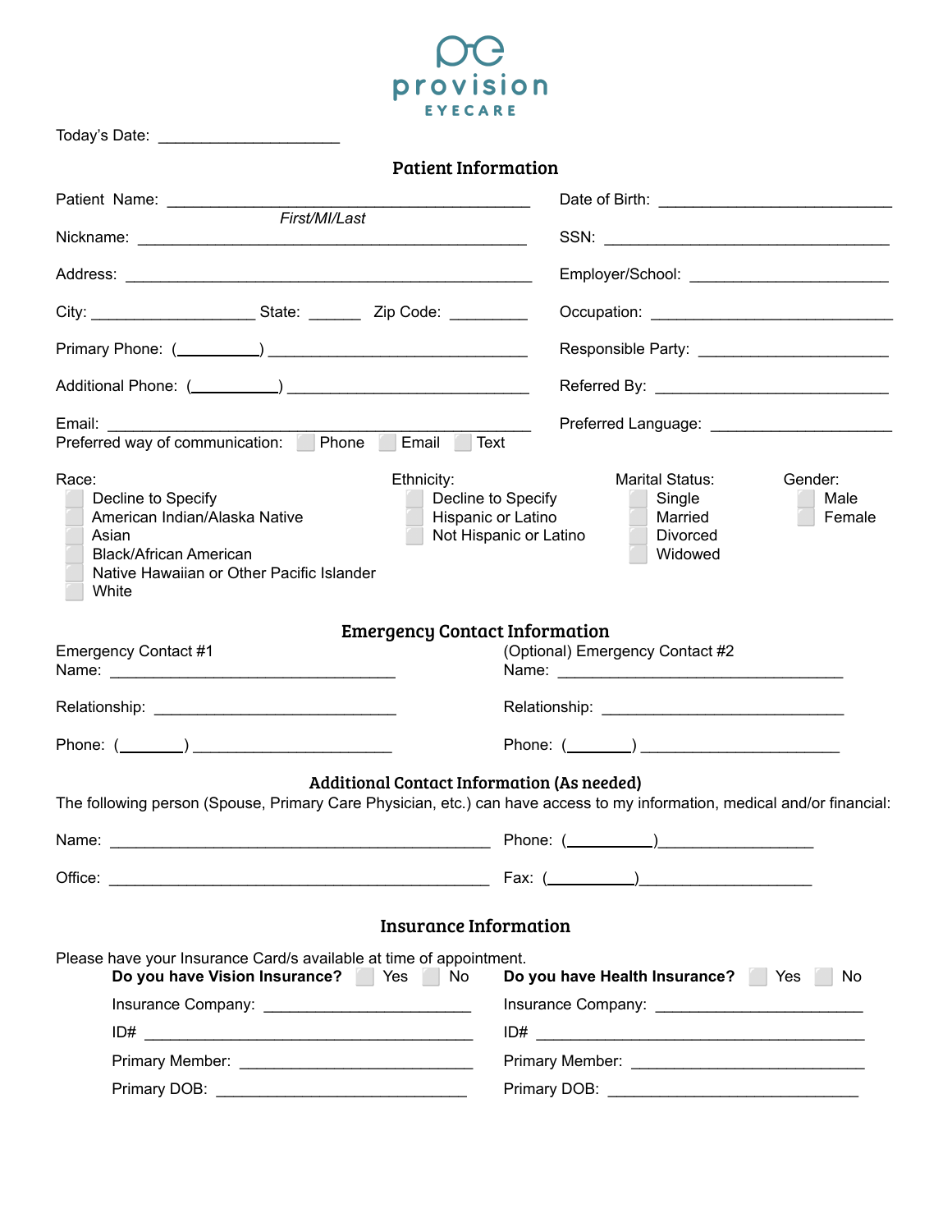# provision EYECARE

Today's Date: ____________________

## Patient Information

Patient Name: ________________________________________ (*First/MI/Last*)

Date of Birth: __________________________

Nickname: ________________________________________

SSN: ________________________________

Address: ________________________________________

Employer/School: ______________________

City: __________________ State: ______ Zip Code: _________

Occupation: ___________________________

Primary Phone: (__________) ____________________________

Responsible Party: _____________________

Additional Phone: (__________) __________________________

Referred By: ___________________________

Email: ______________________________________________

Preferred Language: ____________________

Preferred way of communication: ☐ Phone ☐ Email ☐ Text

**Race:**
- ☐ Decline to Specify
- ☐ American Indian/Alaska Native
- ☐ Asian
- ☐ Black/African American
- ☐ Native Hawaiian or Other Pacific Islander
- ☐ White

**Ethnicity:**
- ☐ Decline to Specify
- ☐ Hispanic or Latino
- ☐ Not Hispanic or Latino

**Marital Status:**
- ☐ Single
- ☐ Married
- ☐ Divorced
- ☐ Widowed

**Gender:**
- ☐ Male
- ☐ Female

## Emergency Contact Information

Emergency Contact #1

Name: ________________________________

Relationship: ___________________________

Phone: (________) ______________________

(Optional) Emergency Contact #2

Name: ________________________________

Relationship: ___________________________

Phone: (________) ______________________

## Additional Contact Information (As needed)

The following person (Spouse, Primary Care Physician, etc.) can have access to my information, medical and/or financial:

Name: ____________________________________________ Phone: (__________)_________________

Office: ____________________________________________ Fax: (__________)___________________

## Insurance Information

Please have your Insurance Card/s available at time of appointment.

**Do you have Vision Insurance?** ☐ Yes ☐ No

Insurance Company: ________________________

ID# ______________________________________

Primary Member: ___________________________

Primary DOB: ______________________________

**Do you have Health Insurance?** ☐ Yes ☐ No

Insurance Company: ________________________

ID# ______________________________________

Primary Member: ___________________________

Primary DOB: ______________________________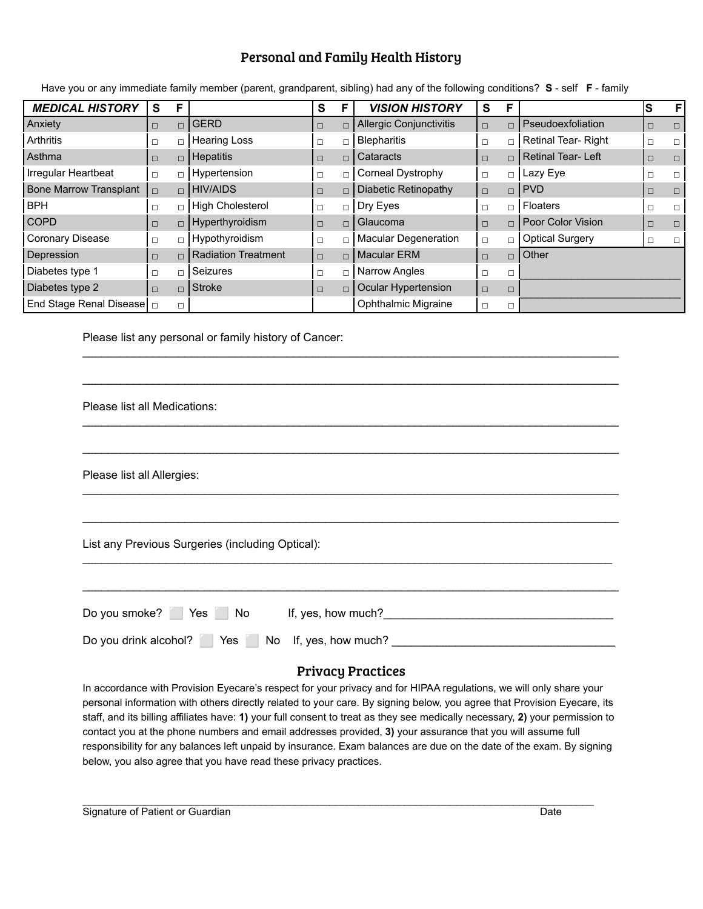## Personal and Family Health History

Have you or any immediate family member (parent, grandparent, sibling) had any of the following conditions? **S** - self **F** - family

| ***MEDICAL HISTORY*** | **S** | **F** | | **S** | **F** | ***VISION HISTORY*** | **S** | **F** | | **S** | **F** |
|---|---|---|---|---|---|---|---|---|---|---|---|
| Anxiety | □ | □ | GERD | □ | □ | Allergic Conjunctivitis | □ | □ | Pseudoexfoliation | □ | □ |
| Arthritis | □ | □ | Hearing Loss | □ | □ | Blepharitis | □ | □ | Retinal Tear- Right | □ | □ |
| Asthma | □ | □ | Hepatitis | □ | □ | Cataracts | □ | □ | Retinal Tear- Left | □ | □ |
| Irregular Heartbeat | □ | □ | Hypertension | □ | □ | Corneal Dystrophy | □ | □ | Lazy Eye | □ | □ |
| Bone Marrow Transplant | □ | □ | HIV/AIDS | □ | □ | Diabetic Retinopathy | □ | □ | PVD | □ | □ |
| BPH | □ | □ | High Cholesterol | □ | □ | Dry Eyes | □ | □ | Floaters | □ | □ |
| COPD | □ | □ | Hyperthyroidism | □ | □ | Glaucoma | □ | □ | Poor Color Vision | □ | □ |
| Coronary Disease | □ | □ | Hypothyroidism | □ | □ | Macular Degeneration | □ | □ | Optical Surgery | □ | □ |
| Depression | □ | □ | Radiation Treatment | □ | □ | Macular ERM | □ | □ | Other | | |
| Diabetes type 1 | □ | □ | Seizures | □ | □ | Narrow Angles | □ | □ | ______________________ | | |
| Diabetes type 2 | □ | □ | Stroke | □ | □ | Ocular Hypertension | □ | □ | ______________________ | | |
| End Stage Renal Disease | □ | □ | | | | Ophthalmic Migraine | □ | □ | | | |

Please list any personal or family history of Cancer:

_______________________________________________________________________________

_______________________________________________________________________________

Please list all Medications:

_______________________________________________________________________________

_______________________________________________________________________________

Please list all Allergies:

_______________________________________________________________________________

_______________________________________________________________________________

List any Previous Surgeries (including Optical):

_______________________________________________________________________________

_______________________________________________________________________________

Do you smoke? ⬜ Yes ⬜ No If, yes, how much?___________________________________

Do you drink alcohol? ⬜ Yes ⬜ No If, yes, how much? __________________________________

## Privacy Practices

In accordance with Provision Eyecare's respect for your privacy and for HIPAA regulations, we will only share your personal information with others directly related to your care. By signing below, you agree that Provision Eyecare, its staff, and its billing affiliates have: **1)** your full consent to treat as they see medically necessary, **2)** your permission to contact you at the phone numbers and email addresses provided, **3)** your assurance that you will assume full responsibility for any balances left unpaid by insurance. Exam balances are due on the date of the exam. By signing below, you also agree that you have read these privacy practices.

_______________________________________________________________________________

Signature of Patient or Guardian Date